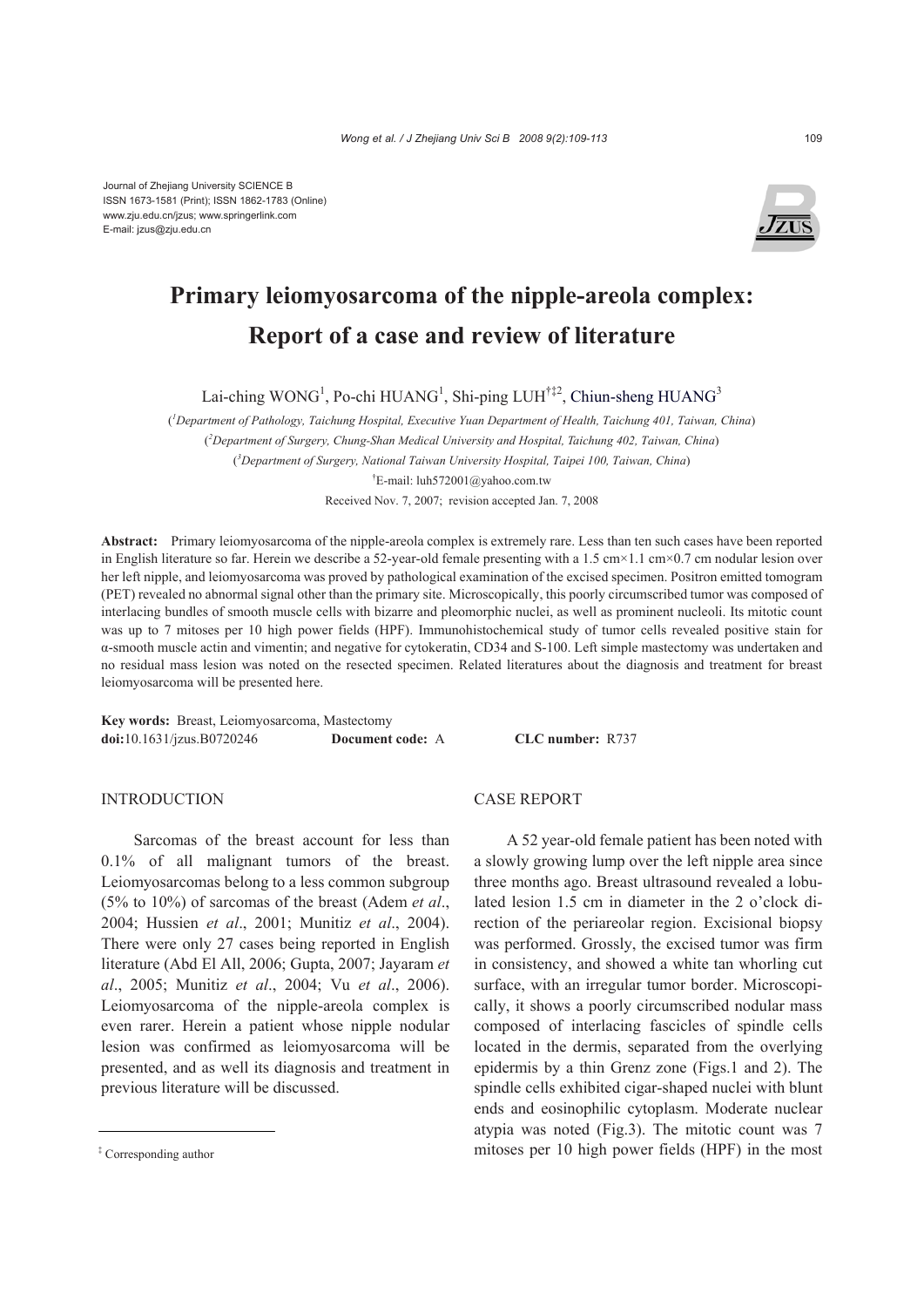Journal of Zhejiang University SCIENCE B
ISSN 1673-1581 (Print); ISSN 1862-1783 (Online)
www.zju.edu.cn/jzus; www.springerlink.com
E-mail: jzus@zju.edu.cn

# Primary leiomyosarcoma of the nipple-areola complex: Report of a case and review of literature

Lai-ching WONG[1], Po-chi HUANG[1], Shi-ping LUH[†‡2], Chiun-sheng HUANG[3]

([1]*Department of Pathology, Taichung Hospital, Executive Yuan Department of Health, Taichung 401, Taiwan, China*)

([2]*Department of Surgery, Chung-Shan Medical University and Hospital, Taichung 402, Taiwan, China*)

([3]*Department of Surgery, National Taiwan University Hospital, Taipei 100, Taiwan, China*)

[†]E-mail: luh572001@yahoo.com.tw

Received Nov. 7, 2007; revision accepted Jan. 7, 2008

**Abstract:** Primary leiomyosarcoma of the nipple-areola complex is extremely rare. Less than ten such cases have been reported in English literature so far. Herein we describe a 52-year-old female presenting with a 1.5 cm×1.1 cm×0.7 cm nodular lesion over her left nipple, and leiomyosarcoma was proved by pathological examination of the excised specimen. Positron emitted tomogram (PET) revealed no abnormal signal other than the primary site. Microscopically, this poorly circumscribed tumor was composed of interlacing bundles of smooth muscle cells with bizarre and pleomorphic nuclei, as well as prominent nucleoli. Its mitotic count was up to 7 mitoses per 10 high power fields (HPF). Immunohistochemical study of tumor cells revealed positive stain for α-smooth muscle actin and vimentin; and negative for cytokeratin, CD34 and S-100. Left simple mastectomy was undertaken and no residual mass lesion was noted on the resected specimen. Related literatures about the diagnosis and treatment for breast leiomyosarcoma will be presented here.

**Key words:** Breast, Leiomyosarcoma, Mastectomy
**doi:**10.1631/jzus.B0720246 **Document code:** A **CLC number:** R737

## INTRODUCTION

Sarcomas of the breast account for less than 0.1% of all malignant tumors of the breast. Leiomyosarcomas belong to a less common subgroup (5% to 10%) of sarcomas of the breast (Adem *et al*., 2004; Hussien *et al*., 2001; Munitiz *et al*., 2004). There were only 27 cases being reported in English literature (Abd El All, 2006; Gupta, 2007; Jayaram *et al*., 2005; Munitiz *et al*., 2004; Vu *et al*., 2006). Leiomyosarcoma of the nipple-areola complex is even rarer. Herein a patient whose nipple nodular lesion was confirmed as leiomyosarcoma will be presented, and as well its diagnosis and treatment in previous literature will be discussed.

## CASE REPORT

A 52 year-old female patient has been noted with a slowly growing lump over the left nipple area since three months ago. Breast ultrasound revealed a lobulated lesion 1.5 cm in diameter in the 2 o'clock direction of the periareolar region. Excisional biopsy was performed. Grossly, the excised tumor was firm in consistency, and showed a white tan whorling cut surface, with an irregular tumor border. Microscopically, it shows a poorly circumscribed nodular mass composed of interlacing fascicles of spindle cells located in the dermis, separated from the overlying epidermis by a thin Grenz zone (Figs.1 and 2). The spindle cells exhibited cigar-shaped nuclei with blunt ends and eosinophilic cytoplasm. Moderate nuclear atypia was noted (Fig.3). The mitotic count was 7 mitoses per 10 high power fields (HPF) in the most

[‡] Corresponding author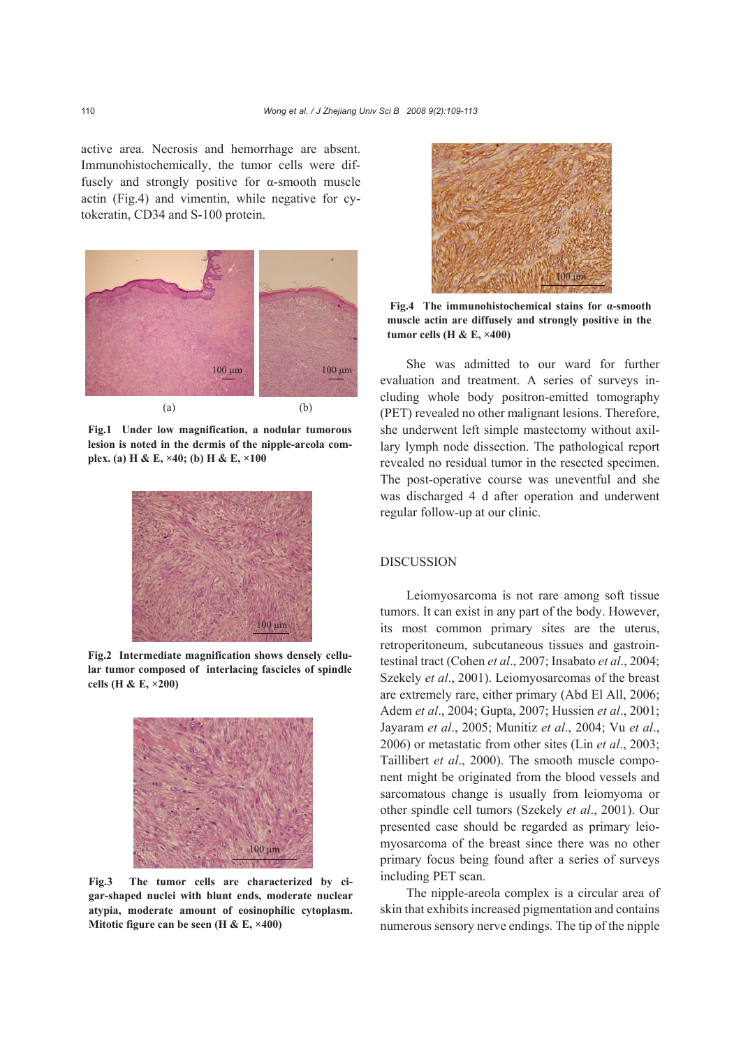active area. Necrosis and hemorrhage are absent. Immunohistochemically, the tumor cells were diffusely and strongly positive for α-smooth muscle actin (Fig.4) and vimentin, while negative for cytokeratin, CD34 and S-100 protein.

**Fig.1 Under low magnification, a nodular tumorous lesion is noted in the dermis of the nipple-areola complex. (a) H & E, ×40; (b) H & E, ×100**

**Fig.2 Intermediate magnification shows densely cellular tumor composed of interlacing fascicles of spindle cells (H & E, ×200)**

**Fig.3 The tumor cells are characterized by cigar-shaped nuclei with blunt ends, moderate nuclear atypia, moderate amount of eosinophilic cytoplasm. Mitotic figure can be seen (H & E, ×400)**

**Fig.4 The immunohistochemical stains for α-smooth muscle actin are diffusely and strongly positive in the tumor cells (H & E, ×400)**

She was admitted to our ward for further evaluation and treatment. A series of surveys including whole body positron-emitted tomography (PET) revealed no other malignant lesions. Therefore, she underwent left simple mastectomy without axillary lymph node dissection. The pathological report revealed no residual tumor in the resected specimen. The post-operative course was uneventful and she was discharged 4 d after operation and underwent regular follow-up at our clinic.

## DISCUSSION

Leiomyosarcoma is not rare among soft tissue tumors. It can exist in any part of the body. However, its most common primary sites are the uterus, retroperitoneum, subcutaneous tissues and gastrointestinal tract (Cohen *et al*., 2007; Insabato *et al*., 2004; Szekely *et al*., 2001). Leiomyosarcomas of the breast are extremely rare, either primary (Abd El All, 2006; Adem *et al*., 2004; Gupta, 2007; Hussien *et al*., 2001; Jayaram *et al*., 2005; Munitiz *et al*., 2004; Vu *et al*., 2006) or metastatic from other sites (Lin *et al*., 2003; Taillibert *et al*., 2000). The smooth muscle component might be originated from the blood vessels and sarcomatous change is usually from leiomyoma or other spindle cell tumors (Szekely *et al*., 2001). Our presented case should be regarded as primary leiomyosarcoma of the breast since there was no other primary focus being found after a series of surveys including PET scan.

The nipple-areola complex is a circular area of skin that exhibits increased pigmentation and contains numerous sensory nerve endings. The tip of the nipple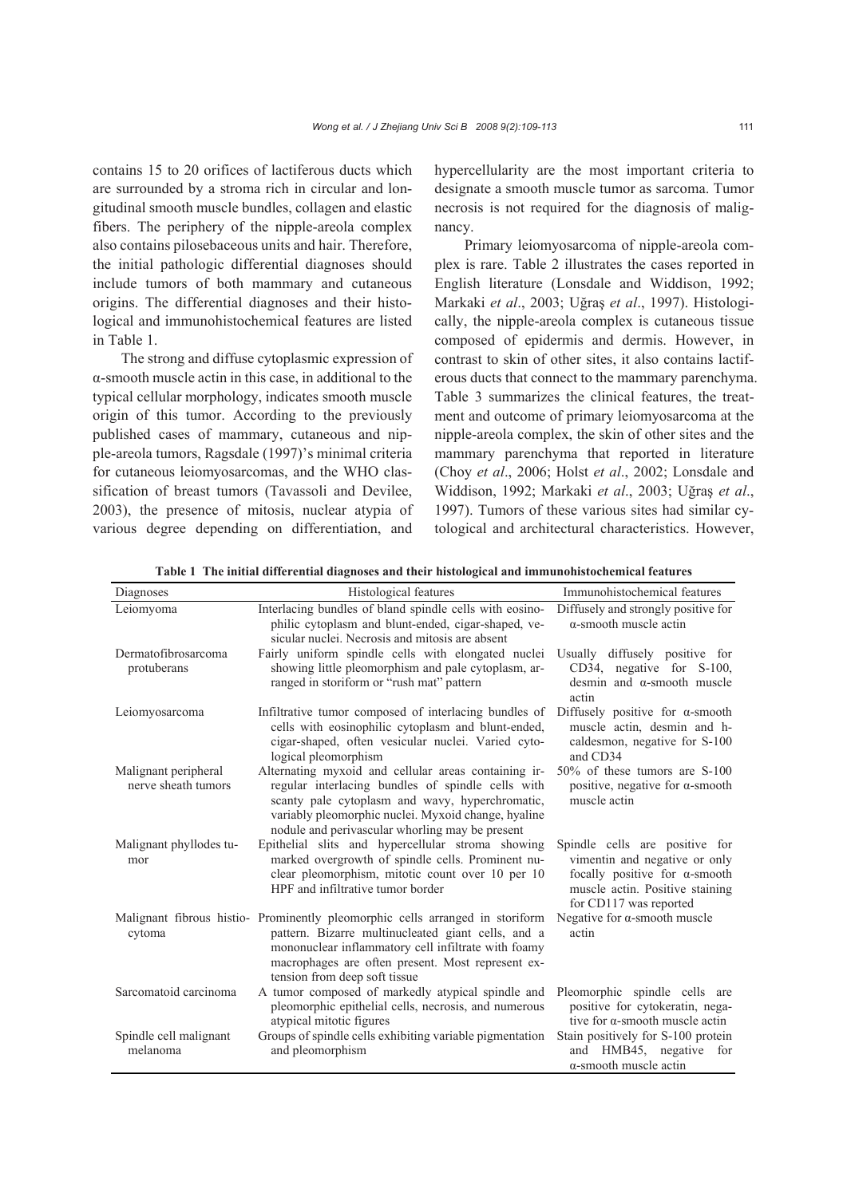contains 15 to 20 orifices of lactiferous ducts which are surrounded by a stroma rich in circular and longitudinal smooth muscle bundles, collagen and elastic fibers. The periphery of the nipple-areola complex also contains pilosebaceous units and hair. Therefore, the initial pathologic differential diagnoses should include tumors of both mammary and cutaneous origins. The differential diagnoses and their histological and immunohistochemical features are listed in Table 1.

The strong and diffuse cytoplasmic expression of α-smooth muscle actin in this case, in additional to the typical cellular morphology, indicates smooth muscle origin of this tumor. According to the previously published cases of mammary, cutaneous and nipple-areola tumors, Ragsdale (1997)'s minimal criteria for cutaneous leiomyosarcomas, and the WHO classification of breast tumors (Tavassoli and Devilee, 2003), the presence of mitosis, nuclear atypia of various degree depending on differentiation, and hypercellularity are the most important criteria to designate a smooth muscle tumor as sarcoma. Tumor necrosis is not required for the diagnosis of malignancy.

Primary leiomyosarcoma of nipple-areola complex is rare. Table 2 illustrates the cases reported in English literature (Lonsdale and Widdison, 1992; Markaki *et al*., 2003; Uğraş *et al*., 1997). Histologically, the nipple-areola complex is cutaneous tissue composed of epidermis and dermis. However, in contrast to skin of other sites, it also contains lactiferous ducts that connect to the mammary parenchyma. Table 3 summarizes the clinical features, the treatment and outcome of primary leiomyosarcoma at the nipple-areola complex, the skin of other sites and the mammary parenchyma that reported in literature (Choy *et al*., 2006; Holst *et al*., 2002; Lonsdale and Widdison, 1992; Markaki *et al*., 2003; Uğraş *et al*., 1997). Tumors of these various sites had similar cytological and architectural characteristics. However,

**Table 1 The initial differential diagnoses and their histological and immunohistochemical features**

| Diagnoses | Histological features | Immunohistochemical features |
|---|---|---|
| Leiomyoma | Interlacing bundles of bland spindle cells with eosinophilic cytoplasm and blunt-ended, cigar-shaped, vesicular nuclei. Necrosis and mitosis are absent | Diffusely and strongly positive for α-smooth muscle actin |
| Dermatofibrosarcoma protuberans | Fairly uniform spindle cells with elongated nuclei showing little pleomorphism and pale cytoplasm, arranged in storiform or "rush mat" pattern | Usually diffusely positive for CD34, negative for S-100, desmin and α-smooth muscle actin |
| Leiomyosarcoma | Infiltrative tumor composed of interlacing bundles of cells with eosinophilic cytoplasm and blunt-ended, cigar-shaped, often vesicular nuclei. Varied cytological pleomorphism | Diffusely positive for α-smooth muscle actin, desmin and h-caldesmon, negative for S-100 and CD34 |
| Malignant peripheral nerve sheath tumors | Alternating myxoid and cellular areas containing irregular interlacing bundles of spindle cells with scanty pale cytoplasm and wavy, hyperchromatic, variably pleomorphic nuclei. Myxoid change, hyaline nodule and perivascular whorling may be present | 50% of these tumors are S-100 positive, negative for α-smooth muscle actin |
| Malignant phyllodes tumor | Epithelial slits and hypercellular stroma showing marked overgrowth of spindle cells. Prominent nuclear pleomorphism, mitotic count over 10 per 10 HPF and infiltrative tumor border | Spindle cells are positive for vimentin and negative or only focally positive for α-smooth muscle actin. Positive staining for CD117 was reported |
| Malignant fibrous histiocytoma | Prominently pleomorphic cells arranged in storiform pattern. Bizarre multinucleated giant cells, and a mononuclear inflammatory cell infiltrate with foamy macrophages are often present. Most represent extension from deep soft tissue | Negative for α-smooth muscle actin |
| Sarcomatoid carcinoma | A tumor composed of markedly atypical spindle and pleomorphic epithelial cells, necrosis, and numerous atypical mitotic figures | Pleomorphic spindle cells are positive for cytokeratin, negative for α-smooth muscle actin |
| Spindle cell malignant melanoma | Groups of spindle cells exhibiting variable pigmentation and pleomorphism | Stain positively for S-100 protein and HMB45, negative for α-smooth muscle actin |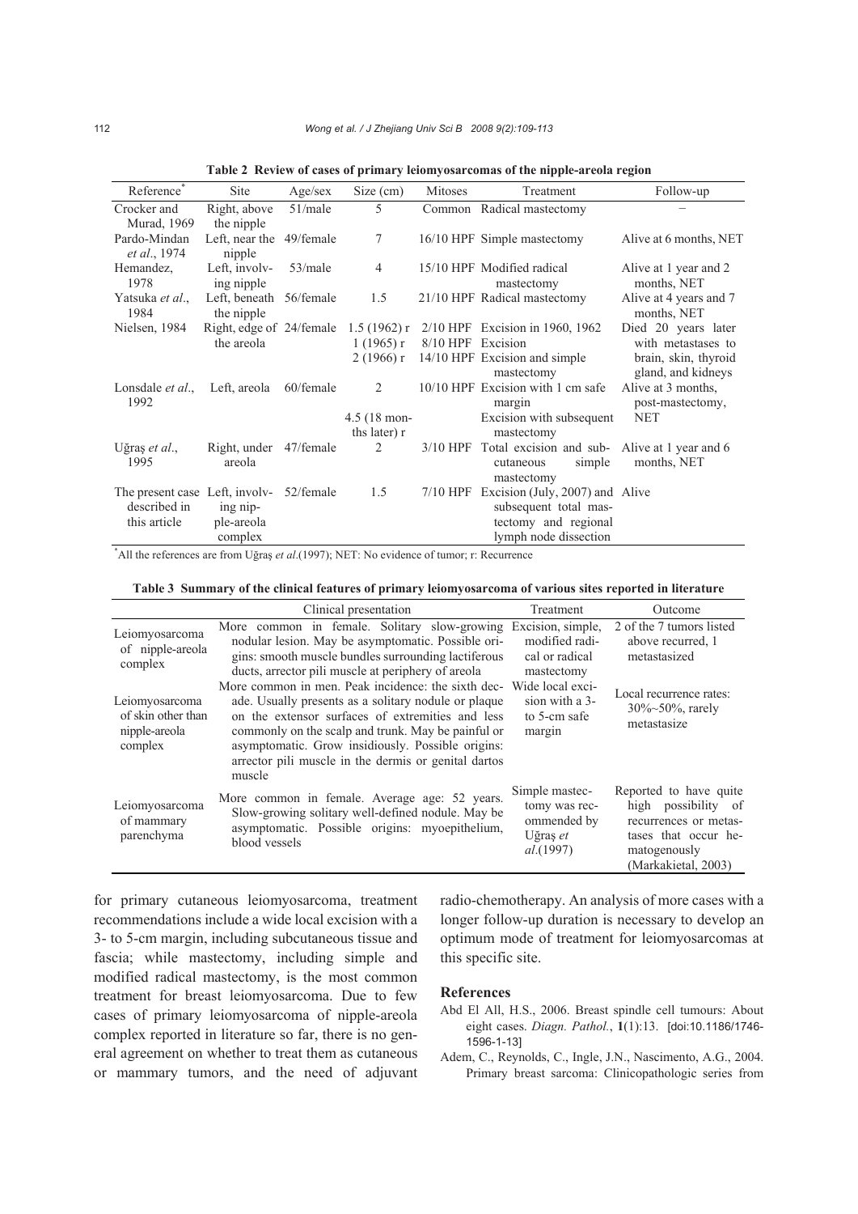**Table 2 Review of cases of primary leiomyosarcomas of the nipple-areola region**

| Reference* | Site | Age/sex | Size (cm) | Mitoses | Treatment | Follow-up |
|---|---|---|---|---|---|---|
| Crocker and Murad, 1969 | Right, above the nipple | 51/male | 5 | Common | Radical mastectomy | – |
| Pardo-Mindan *et al*., 1974 | Left, near the nipple | 49/female | 7 | 16/10 HPF | Simple mastectomy | Alive at 6 months, NET |
| Hemandez, 1978 | Left, involving nipple | 53/male | 4 | 15/10 HPF | Modified radical mastectomy | Alive at 1 year and 2 months, NET |
| Yatsuka *et al*., 1984 | Left, beneath the nipple | 56/female | 1.5 | 21/10 HPF | Radical mastectomy | Alive at 4 years and 7 months, NET |
| Nielsen, 1984 | Right, edge of the areola | 24/female | 1.5 (1962) r<br>1 (1965) r<br>2 (1966) r | 2/10 HPF<br>8/10 HPF<br>14/10 HPF | Excision in 1960, 1962<br>Excision<br>Excision and simple mastectomy | Died 20 years later with metastases to brain, skin, thyroid gland, and kidneys |
| Lonsdale *et al*., 1992 | Left, areola | 60/female | 2<br>4.5 (18 months later) r | 10/10 HPF | Excision with 1 cm safe margin<br>Excision with subsequent mastectomy | Alive at 3 months, post-mastectomy, NET |
| Uğraş *et al*., 1995 | Right, under areola | 47/female | 2 | 3/10 HPF | Total excision and subcutaneous simple mastectomy | Alive at 1 year and 6 months, NET |
| The present case described in this article | Left, involving nipple-areola complex | 52/female | 1.5 | 7/10 HPF | Excision (July, 2007) and subsequent total mastectomy and regional lymph node dissection | Alive |

*All the references are from Uğraş *et al*.(1997); NET: No evidence of tumor; r: Recurrence

**Table 3 Summary of the clinical features of primary leiomyosarcoma of various sites reported in literature**

| | Clinical presentation | Treatment | Outcome |
|---|---|---|---|
| Leiomyosarcoma of nipple-areola complex | More common in female. Solitary slow-growing nodular lesion. May be asymptomatic. Possible origins: smooth muscle bundles surrounding lactiferous ducts, arrector pili muscle at periphery of areola | Excision, simple, modified radical or radical mastectomy | 2 of the 7 tumors listed above recurred, 1 metastasized |
| Leiomyosarcoma of skin other than nipple-areola complex | More common in men. Peak incidence: the sixth decade. Usually presents as a solitary nodule or plaque on the extensor surfaces of extremities and less commonly on the scalp and trunk. May be painful or asymptomatic. Grow insidiously. Possible origins: arrector pili muscle in the dermis or genital dartos muscle | Wide local excision with a 3- to 5-cm safe margin | Local recurrence rates: 30%~50%, rarely metastasize |
| Leiomyosarcoma of mammary parenchyma | More common in female. Average age: 52 years. Slow-growing solitary well-defined nodule. May be asymptomatic. Possible origins: myoepithelium, blood vessels | Simple mastectomy was recommended by Uğraş *et al*.(1997) | Reported to have quite high possibility of recurrences or metastases that occur hematogenously (Markakietal, 2003) |

for primary cutaneous leiomyosarcoma, treatment recommendations include a wide local excision with a 3- to 5-cm margin, including subcutaneous tissue and fascia; while mastectomy, including simple and modified radical mastectomy, is the most common treatment for breast leiomyosarcoma. Due to few cases of primary leiomyosarcoma of nipple-areola complex reported in literature so far, there is no general agreement on whether to treat them as cutaneous or mammary tumors, and the need of adjuvant radio-chemotherapy. An analysis of more cases with a longer follow-up duration is necessary to develop an optimum mode of treatment for leiomyosarcomas at this specific site.

## References

Abd El All, H.S., 2006. Breast spindle cell tumours: About eight cases. *Diagn. Pathol.*, **1**(1):13. [doi:10.1186/1746-1596-1-13]

Adem, C., Reynolds, C., Ingle, J.N., Nascimento, A.G., 2004. Primary breast sarcoma: Clinicopathologic series from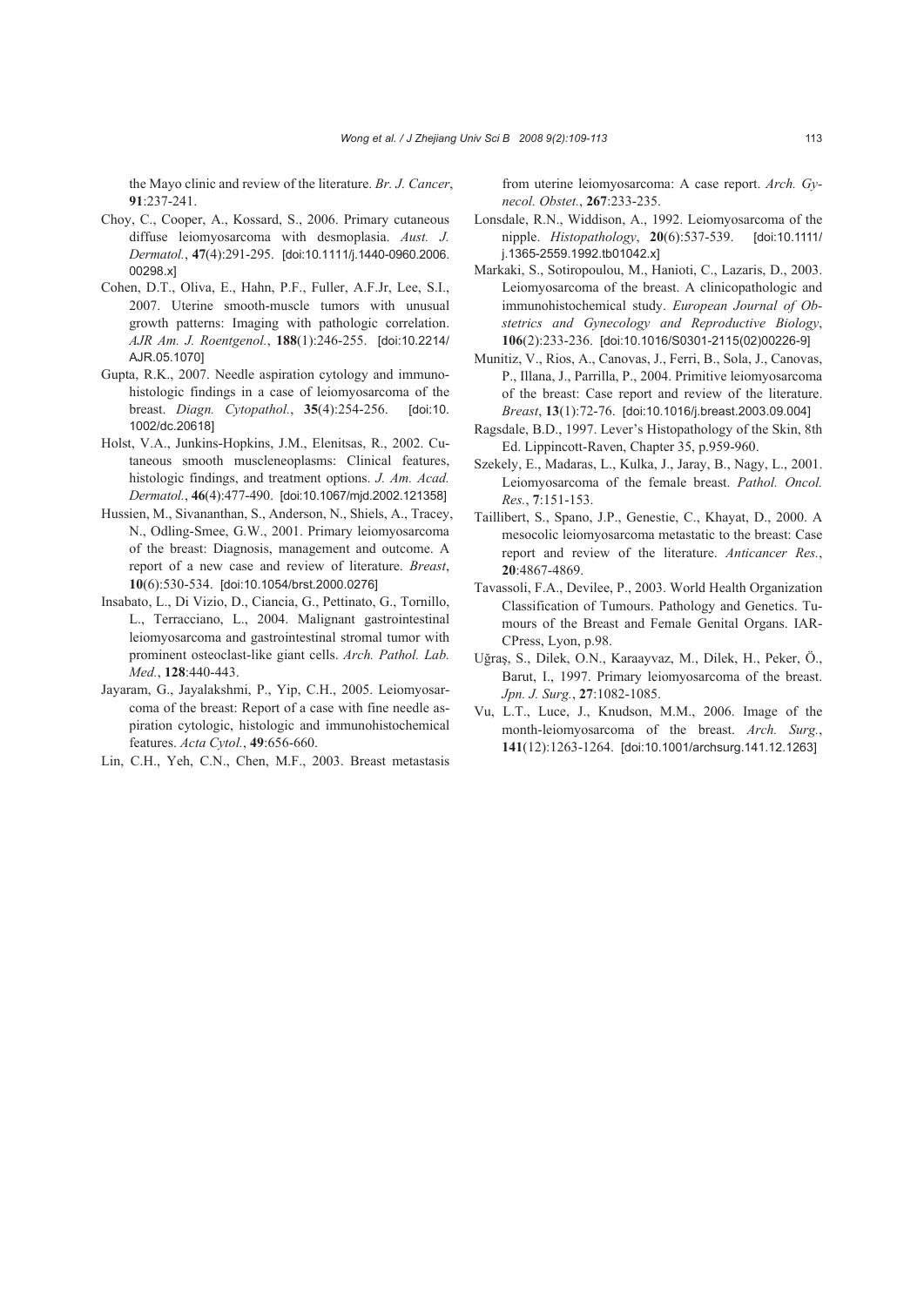the Mayo clinic and review of the literature. *Br. J. Cancer*, **91**:237-241.

Choy, C., Cooper, A., Kossard, S., 2006. Primary cutaneous diffuse leiomyosarcoma with desmoplasia. *Aust. J. Dermatol.*, **47**(4):291-295. [doi:10.1111/j.1440-0960.2006.00298.x]

Cohen, D.T., Oliva, E., Hahn, P.F., Fuller, A.F.Jr, Lee, S.I., 2007. Uterine smooth-muscle tumors with unusual growth patterns: Imaging with pathologic correlation. *AJR Am. J. Roentgenol.*, **188**(1):246-255. [doi:10.2214/AJR.05.1070]

Gupta, R.K., 2007. Needle aspiration cytology and immunohistologic findings in a case of leiomyosarcoma of the breast. *Diagn. Cytopathol.*, **35**(4):254-256. [doi:10.1002/dc.20618]

Holst, V.A., Junkins-Hopkins, J.M., Elenitsas, R., 2002. Cutaneous smooth muscleneoplasms: Clinical features, histologic findings, and treatment options. *J. Am. Acad. Dermatol.*, **46**(4):477-490. [doi:10.1067/mjd.2002.121358]

Hussien, M., Sivananthan, S., Anderson, N., Shiels, A., Tracey, N., Odling-Smee, G.W., 2001. Primary leiomyosarcoma of the breast: Diagnosis, management and outcome. A report of a new case and review of literature. *Breast*, **10**(6):530-534. [doi:10.1054/brst.2000.0276]

Insabato, L., Di Vizio, D., Ciancia, G., Pettinato, G., Tornillo, L., Terracciano, L., 2004. Malignant gastrointestinal leiomyosarcoma and gastrointestinal stromal tumor with prominent osteoclast-like giant cells. *Arch. Pathol. Lab. Med.*, **128**:440-443.

Jayaram, G., Jayalakshmi, P., Yip, C.H., 2005. Leiomyosarcoma of the breast: Report of a case with fine needle aspiration cytologic, histologic and immunohistochemical features. *Acta Cytol.*, **49**:656-660.

Lin, C.H., Yeh, C.N., Chen, M.F., 2003. Breast metastasis from uterine leiomyosarcoma: A case report. *Arch. Gynecol. Obstet.*, **267**:233-235.

Lonsdale, R.N., Widdison, A., 1992. Leiomyosarcoma of the nipple. *Histopathology*, **20**(6):537-539. [doi:10.1111/j.1365-2559.1992.tb01042.x]

Markaki, S., Sotiropoulou, M., Hanioti, C., Lazaris, D., 2003. Leiomyosarcoma of the breast. A clinicopathologic and immunohistochemical study. *European Journal of Obstetrics and Gynecology and Reproductive Biology*, **106**(2):233-236. [doi:10.1016/S0301-2115(02)00226-9]

Munitiz, V., Rios, A., Canovas, J., Ferri, B., Sola, J., Canovas, P., Illana, J., Parrilla, P., 2004. Primitive leiomyosarcoma of the breast: Case report and review of the literature. *Breast*, **13**(1):72-76. [doi:10.1016/j.breast.2003.09.004]

Ragsdale, B.D., 1997. Lever's Histopathology of the Skin, 8th Ed. Lippincott-Raven, Chapter 35, p.959-960.

Szekely, E., Madaras, L., Kulka, J., Jaray, B., Nagy, L., 2001. Leiomyosarcoma of the female breast. *Pathol. Oncol. Res.*, **7**:151-153.

Taillibert, S., Spano, J.P., Genestie, C., Khayat, D., 2000. A mesocolic leiomyosarcoma metastatic to the breast: Case report and review of the literature. *Anticancer Res.*, **20**:4867-4869.

Tavassoli, F.A., Devilee, P., 2003. World Health Organization Classification of Tumours. Pathology and Genetics. Tumours of the Breast and Female Genital Organs. IARCPress, Lyon, p.98.

Uğraş, S., Dilek, O.N., Karaayvaz, M., Dilek, H., Peker, Ö., Barut, I., 1997. Primary leiomyosarcoma of the breast. *Jpn. J. Surg.*, **27**:1082-1085.

Vu, L.T., Luce, J., Knudson, M.M., 2006. Image of the month-leiomyosarcoma of the breast. *Arch. Surg.*, **141**(12):1263-1264. [doi:10.1001/archsurg.141.12.1263]